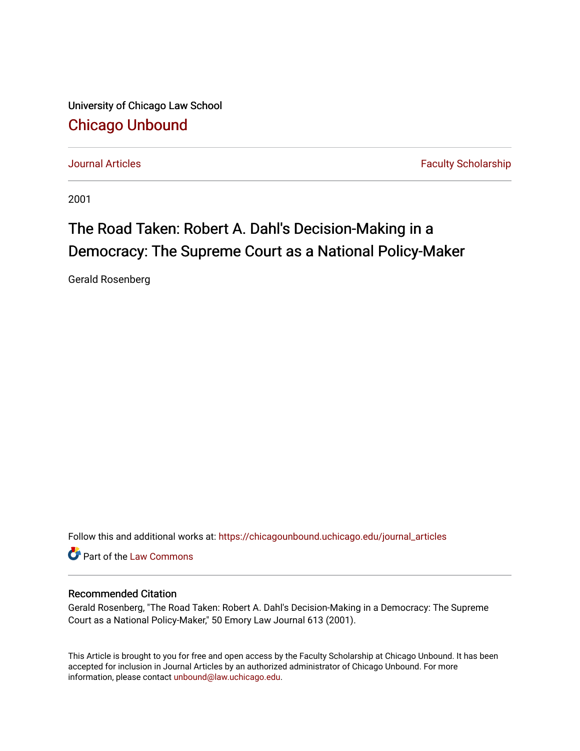University of Chicago Law School

# Chicago Unbound

Journal Articles | Faculty Scholarship

2001

## The Road Taken: Robert A. Dahl's Decision-Making in a Democracy: The Supreme Court as a National Policy-Maker

Gerald Rosenberg

Follow this and additional works at: https://chicagounbound.uchicago.edu/journal_articles

Part of the Law Commons

### Recommended Citation

Gerald Rosenberg, "The Road Taken: Robert A. Dahl's Decision-Making in a Democracy: The Supreme Court as a National Policy-Maker," 50 Emory Law Journal 613 (2001).

This Article is brought to you for free and open access by the Faculty Scholarship at Chicago Unbound. It has been accepted for inclusion in Journal Articles by an authorized administrator of Chicago Unbound. For more information, please contact unbound@law.uchicago.edu.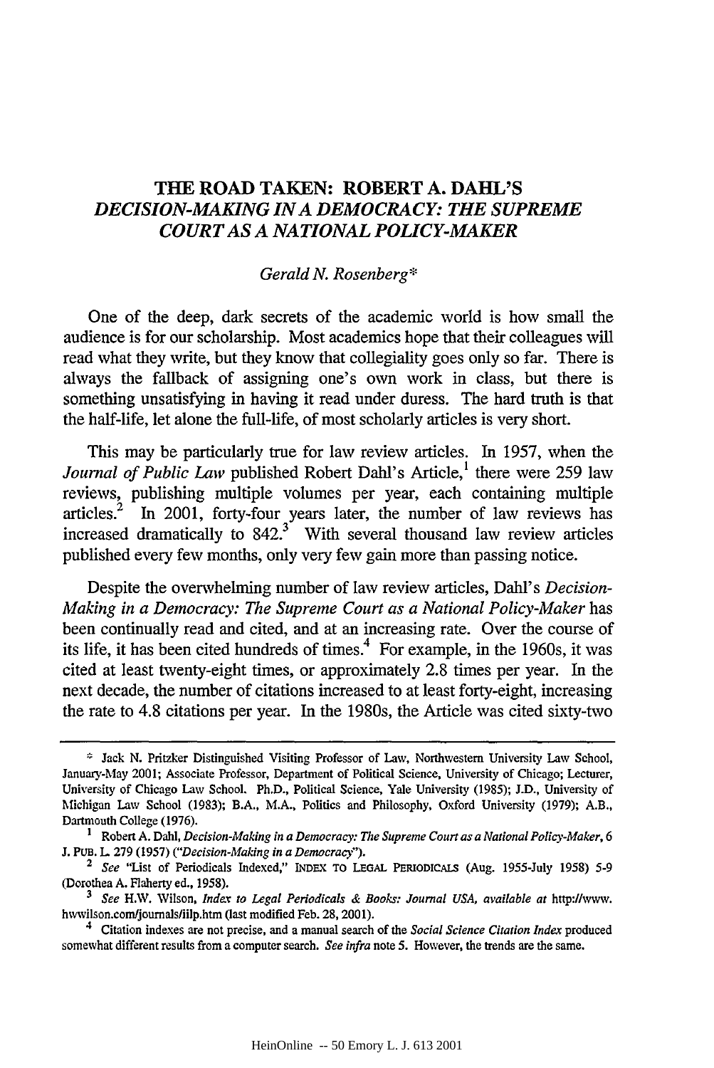# THE ROAD TAKEN: ROBERT A. DAHL'S *DECISION-MAKING IN A DEMOCRACY: THE SUPREME COURT AS A NATIONAL POLICY-MAKER*

*Gerald N. Rosenberg**

One of the deep, dark secrets of the academic world is how small the audience is for our scholarship. Most academics hope that their colleagues will read what they write, but they know that collegiality goes only so far. There is always the fallback of assigning one's own work in class, but there is something unsatisfying in having it read under duress. The hard truth is that the half-life, let alone the full-life, of most scholarly articles is very short.

This may be particularly true for law review articles. In 1957, when the *Journal of Public Law* published Robert Dahl's Article,[1] there were 259 law reviews, publishing multiple volumes per year, each containing multiple articles.[2] In 2001, forty-four years later, the number of law reviews has increased dramatically to 842.[3] With several thousand law review articles published every few months, only very few gain more than passing notice.

Despite the overwhelming number of law review articles, Dahl's *Decision-Making in a Democracy: The Supreme Court as a National Policy-Maker* has been continually read and cited, and at an increasing rate. Over the course of its life, it has been cited hundreds of times.[4] For example, in the 1960s, it was cited at least twenty-eight times, or approximately 2.8 times per year. In the next decade, the number of citations increased to at least forty-eight, increasing the rate to 4.8 citations per year. In the 1980s, the Article was cited sixty-two

---

\* Jack N. Pritzker Distinguished Visiting Professor of Law, Northwestern University Law School, January-May 2001; Associate Professor, Department of Political Science, University of Chicago; Lecturer, University of Chicago Law School. Ph.D., Political Science, Yale University (1985); J.D., University of Michigan Law School (1983); B.A., M.A., Politics and Philosophy, Oxford University (1979); A.B., Dartmouth College (1976).

[1] Robert A. Dahl, *Decision-Making in a Democracy: The Supreme Court as a National Policy-Maker*, 6 J. PUB. L. 279 (1957) (*"Decision-Making in a Democracy"*).

[2] *See* "List of Periodicals Indexed," INDEX TO LEGAL PERIODICALS (Aug. 1955-July 1958) 5-9 (Dorothea A. Flaherty ed., 1958).

[3] *See* H.W. Wilson, *Index to Legal Periodicals & Books: Journal USA*, *available at* http://www.hwwilson.com/journals/iilp.htm (last modified Feb. 28, 2001).

[4] Citation indexes are not precise, and a manual search of the *Social Science Citation Index* produced somewhat different results from a computer search. *See infra* note 5. However, the trends are the same.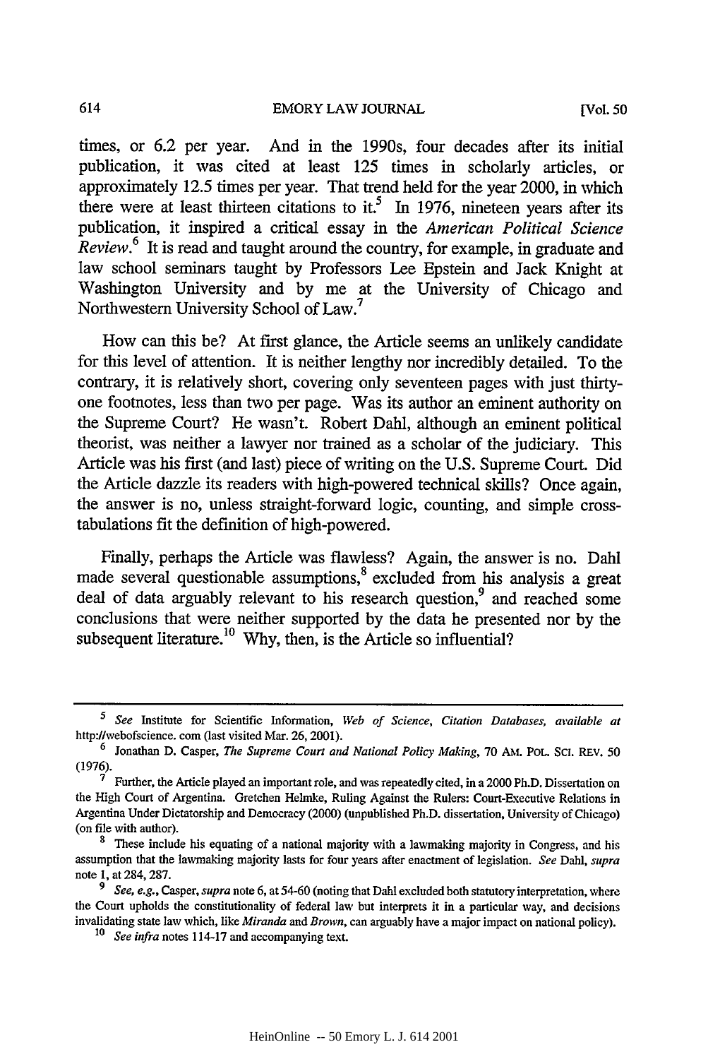times, or 6.2 per year. And in the 1990s, four decades after its initial publication, it was cited at least 125 times in scholarly articles, or approximately 12.5 times per year. That trend held for the year 2000, in which there were at least thirteen citations to it.[5] In 1976, nineteen years after its publication, it inspired a critical essay in the *American Political Science Review*.[6] It is read and taught around the country, for example, in graduate and law school seminars taught by Professors Lee Epstein and Jack Knight at Washington University and by me at the University of Chicago and Northwestern University School of Law.[7]

How can this be? At first glance, the Article seems an unlikely candidate for this level of attention. It is neither lengthy nor incredibly detailed. To the contrary, it is relatively short, covering only seventeen pages with just thirty-one footnotes, less than two per page. Was its author an eminent authority on the Supreme Court? He wasn't. Robert Dahl, although an eminent political theorist, was neither a lawyer nor trained as a scholar of the judiciary. This Article was his first (and last) piece of writing on the U.S. Supreme Court. Did the Article dazzle its readers with high-powered technical skills? Once again, the answer is no, unless straight-forward logic, counting, and simple cross-tabulations fit the definition of high-powered.

Finally, perhaps the Article was flawless? Again, the answer is no. Dahl made several questionable assumptions,[8] excluded from his analysis a great deal of data arguably relevant to his research question,[9] and reached some conclusions that were neither supported by the data he presented nor by the subsequent literature.[10] Why, then, is the Article so influential?

---

[5] *See* Institute for Scientific Information, *Web of Science, Citation Databases, available at* http://webofscience.com (last visited Mar. 26, 2001).

[6] Jonathan D. Casper, *The Supreme Court and National Policy Making*, 70 AM. POL. SCI. REV. 50 (1976).

[7] Further, the Article played an important role, and was repeatedly cited, in a 2000 Ph.D. Dissertation on the High Court of Argentina. Gretchen Helmke, Ruling Against the Rulers: Court-Executive Relations in Argentina Under Dictatorship and Democracy (2000) (unpublished Ph.D. dissertation, University of Chicago) (on file with author).

[8] These include his equating of a national majority with a lawmaking majority in Congress, and his assumption that the lawmaking majority lasts for four years after enactment of legislation. *See* Dahl, *supra* note 1, at 284, 287.

[9] *See, e.g.*, Casper, *supra* note 6, at 54-60 (noting that Dahl excluded both statutory interpretation, where the Court upholds the constitutionality of federal law but interprets it in a particular way, and decisions invalidating state law which, like *Miranda* and *Brown*, can arguably have a major impact on national policy).

[10] *See infra* notes 114-17 and accompanying text.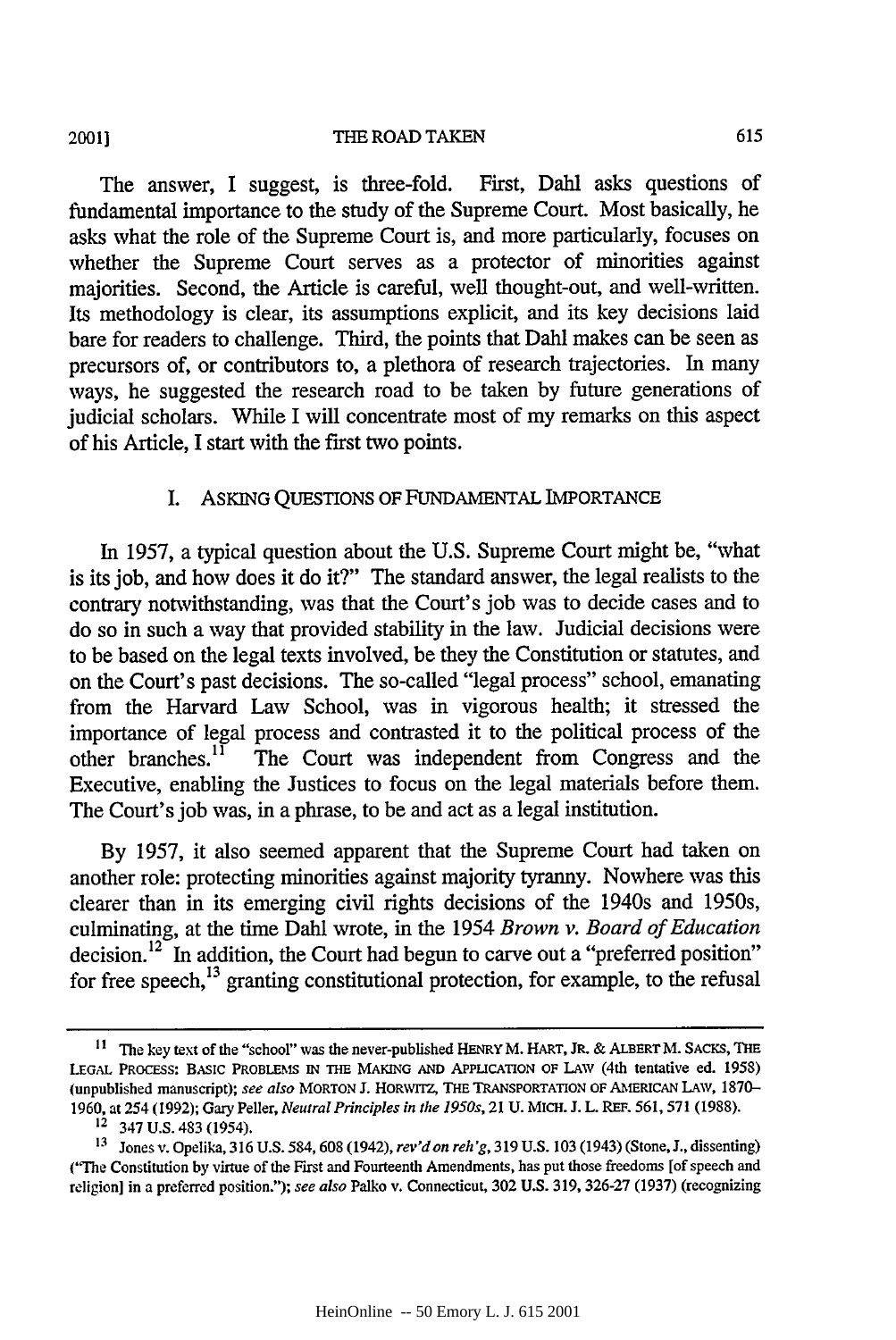The answer, I suggest, is three-fold. First, Dahl asks questions of fundamental importance to the study of the Supreme Court. Most basically, he asks what the role of the Supreme Court is, and more particularly, focuses on whether the Supreme Court serves as a protector of minorities against majorities. Second, the Article is careful, well thought-out, and well-written. Its methodology is clear, its assumptions explicit, and its key decisions laid bare for readers to challenge. Third, the points that Dahl makes can be seen as precursors of, or contributors to, a plethora of research trajectories. In many ways, he suggested the research road to be taken by future generations of judicial scholars. While I will concentrate most of my remarks on this aspect of his Article, I start with the first two points.

## I. ASKING QUESTIONS OF FUNDAMENTAL IMPORTANCE

In 1957, a typical question about the U.S. Supreme Court might be, "what is its job, and how does it do it?" The standard answer, the legal realists to the contrary notwithstanding, was that the Court's job was to decide cases and to do so in such a way that provided stability in the law. Judicial decisions were to be based on the legal texts involved, be they the Constitution or statutes, and on the Court's past decisions. The so-called "legal process" school, emanating from the Harvard Law School, was in vigorous health; it stressed the importance of legal process and contrasted it to the political process of the other branches.[11] The Court was independent from Congress and the Executive, enabling the Justices to focus on the legal materials before them. The Court's job was, in a phrase, to be and act as a legal institution.

By 1957, it also seemed apparent that the Supreme Court had taken on another role: protecting minorities against majority tyranny. Nowhere was this clearer than in its emerging civil rights decisions of the 1940s and 1950s, culminating, at the time Dahl wrote, in the 1954 *Brown v. Board of Education* decision.[12] In addition, the Court had begun to carve out a "preferred position" for free speech,[13] granting constitutional protection, for example, to the refusal

---

[11] The key text of the "school" was the never-published HENRY M. HART, JR. & ALBERT M. SACKS, THE LEGAL PROCESS: BASIC PROBLEMS IN THE MAKING AND APPLICATION OF LAW (4th tentative ed. 1958) (unpublished manuscript); *see also* MORTON J. HORWITZ, THE TRANSPORTATION OF AMERICAN LAW, 1870–1960, at 254 (1992); Gary Peller, *Neutral Principles in the 1950s*, 21 U. MICH. J. L. REF. 561, 571 (1988).

[12] 347 U.S. 483 (1954).

[13] Jones v. Opelika, 316 U.S. 584, 608 (1942), *rev'd on reh'g*, 319 U.S. 103 (1943) (Stone, J., dissenting) ("The Constitution by virtue of the First and Fourteenth Amendments, has put those freedoms [of speech and religion] in a preferred position."); *see also* Palko v. Connecticut, 302 U.S. 319, 326-27 (1937) (recognizing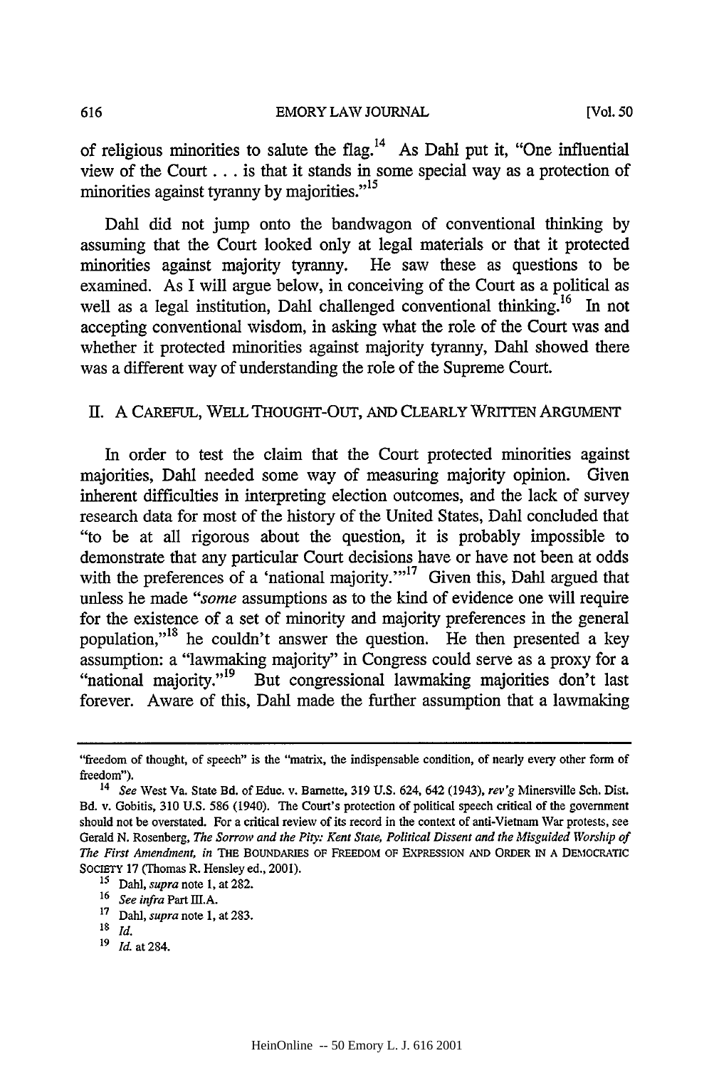of religious minorities to salute the flag.[14] As Dahl put it, "One influential view of the Court . . . is that it stands in some special way as a protection of minorities against tyranny by majorities."[15]

Dahl did not jump onto the bandwagon of conventional thinking by assuming that the Court looked only at legal materials or that it protected minorities against majority tyranny. He saw these as questions to be examined. As I will argue below, in conceiving of the Court as a political as well as a legal institution, Dahl challenged conventional thinking.[16] In not accepting conventional wisdom, in asking what the role of the Court was and whether it protected minorities against majority tyranny, Dahl showed there was a different way of understanding the role of the Supreme Court.

## II. A CAREFUL, WELL THOUGHT-OUT, AND CLEARLY WRITTEN ARGUMENT

In order to test the claim that the Court protected minorities against majorities, Dahl needed some way of measuring majority opinion. Given inherent difficulties in interpreting election outcomes, and the lack of survey research data for most of the history of the United States, Dahl concluded that "to be at all rigorous about the question, it is probably impossible to demonstrate that any particular Court decisions have or have not been at odds with the preferences of a 'national majority.'"[17] Given this, Dahl argued that unless he made "*some* assumptions as to the kind of evidence one will require for the existence of a set of minority and majority preferences in the general population,"[18] he couldn't answer the question. He then presented a key assumption: a "lawmaking majority" in Congress could serve as a proxy for a "national majority."[19] But congressional lawmaking majorities don't last forever. Aware of this, Dahl made the further assumption that a lawmaking

---

"freedom of thought, of speech" is the "matrix, the indispensable condition, of nearly every other form of freedom").

[14] *See* West Va. State Bd. of Educ. v. Barnette, 319 U.S. 624, 642 (1943), *rev'g* Minersville Sch. Dist. Bd. v. Gobitis, 310 U.S. 586 (1940). The Court's protection of political speech critical of the government should not be overstated. For a critical review of its record in the context of anti-Vietnam War protests, see Gerald N. Rosenberg, *The Sorrow and the Pity: Kent State, Political Dissent and the Misguided Worship of The First Amendment*, *in* THE BOUNDARIES OF FREEDOM OF EXPRESSION AND ORDER IN A DEMOCRATIC SOCIETY 17 (Thomas R. Hensley ed., 2001).

[15] Dahl, *supra* note 1, at 282.

[16] *See infra* Part III.A.

[17] Dahl, *supra* note 1, at 283.

[18] *Id.*

[19] *Id.* at 284.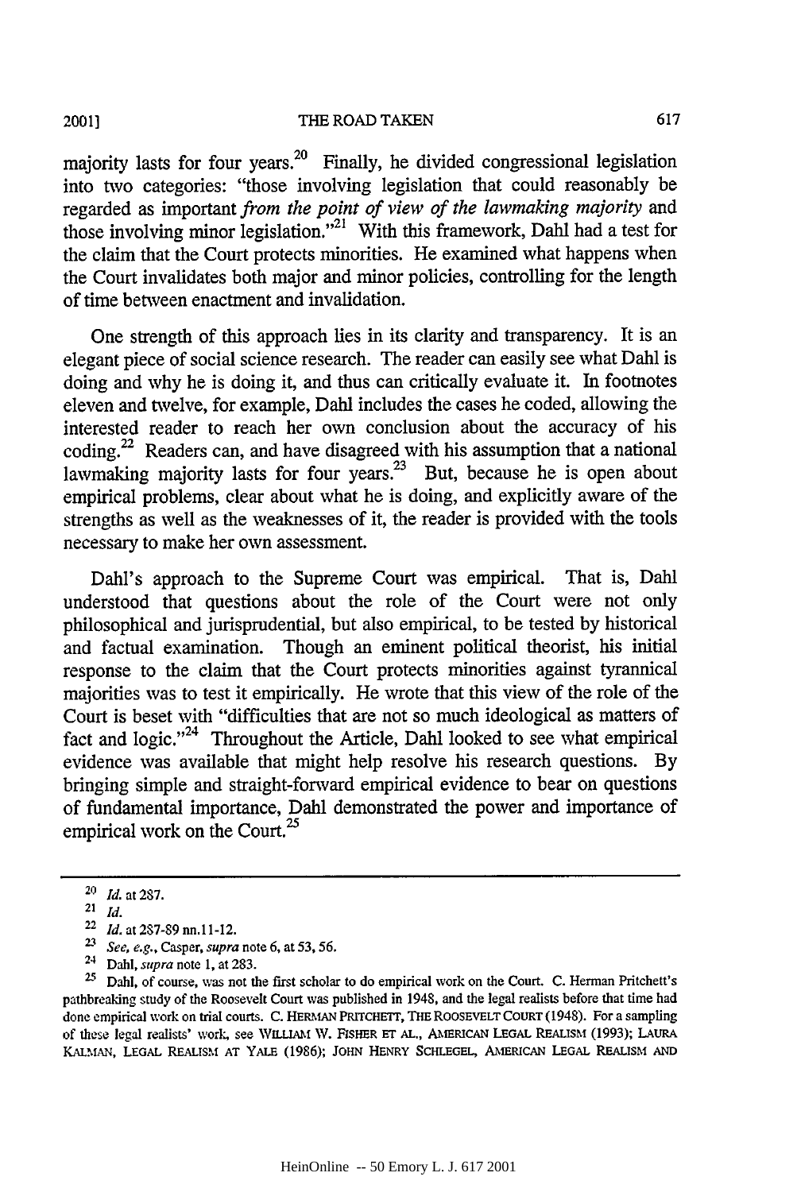majority lasts for four years.[20] Finally, he divided congressional legislation into two categories: "those involving legislation that could reasonably be regarded as important *from the point of view of the lawmaking majority* and those involving minor legislation."[21] With this framework, Dahl had a test for the claim that the Court protects minorities. He examined what happens when the Court invalidates both major and minor policies, controlling for the length of time between enactment and invalidation.

One strength of this approach lies in its clarity and transparency. It is an elegant piece of social science research. The reader can easily see what Dahl is doing and why he is doing it, and thus can critically evaluate it. In footnotes eleven and twelve, for example, Dahl includes the cases he coded, allowing the interested reader to reach her own conclusion about the accuracy of his coding.[22] Readers can, and have disagreed with his assumption that a national lawmaking majority lasts for four years.[23] But, because he is open about empirical problems, clear about what he is doing, and explicitly aware of the strengths as well as the weaknesses of it, the reader is provided with the tools necessary to make her own assessment.

Dahl's approach to the Supreme Court was empirical. That is, Dahl understood that questions about the role of the Court were not only philosophical and jurisprudential, but also empirical, to be tested by historical and factual examination. Though an eminent political theorist, his initial response to the claim that the Court protects minorities against tyrannical majorities was to test it empirically. He wrote that this view of the role of the Court is beset with "difficulties that are not so much ideological as matters of fact and logic."[24] Throughout the Article, Dahl looked to see what empirical evidence was available that might help resolve his research questions. By bringing simple and straight-forward empirical evidence to bear on questions of fundamental importance, Dahl demonstrated the power and importance of empirical work on the Court.[25]

---

[20] *Id.* at 287.

[21] *Id.*

[22] *Id.* at 287-89 nn.11-12.

[23] *See, e.g.*, Casper, *supra* note 6, at 53, 56.

[24] Dahl, *supra* note 1, at 283.

[25] Dahl, of course, was not the first scholar to do empirical work on the Court. C. Herman Pritchett's pathbreaking study of the Roosevelt Court was published in 1948, and the legal realists before that time had done empirical work on trial courts. C. HERMAN PRITCHETT, THE ROOSEVELT COURT (1948). For a sampling of these legal realists' work, see WILLIAM W. FISHER ET AL., AMERICAN LEGAL REALISM (1993); LAURA KALMAN, LEGAL REALISM AT YALE (1986); JOHN HENRY SCHLEGEL, AMERICAN LEGAL REALISM AND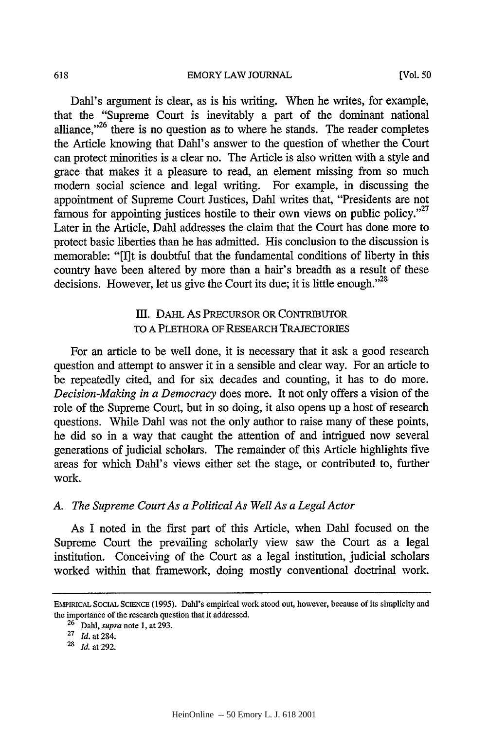Dahl's argument is clear, as is his writing. When he writes, for example, that the "Supreme Court is inevitably a part of the dominant national alliance,"[26] there is no question as to where he stands. The reader completes the Article knowing that Dahl's answer to the question of whether the Court can protect minorities is a clear no. The Article is also written with a style and grace that makes it a pleasure to read, an element missing from so much modern social science and legal writing. For example, in discussing the appointment of Supreme Court Justices, Dahl writes that, "Presidents are not famous for appointing justices hostile to their own views on public policy."[27] Later in the Article, Dahl addresses the claim that the Court has done more to protect basic liberties than he has admitted. His conclusion to the discussion is memorable: "[I]t is doubtful that the fundamental conditions of liberty in this country have been altered by more than a hair's breadth as a result of these decisions. However, let us give the Court its due; it is little enough."[28]

## III. DAHL AS PRECURSOR OR CONTRIBUTOR TO A PLETHORA OF RESEARCH TRAJECTORIES

For an article to be well done, it is necessary that it ask a good research question and attempt to answer it in a sensible and clear way. For an article to be repeatedly cited, and for six decades and counting, it has to do more. *Decision-Making in a Democracy* does more. It not only offers a vision of the role of the Supreme Court, but in so doing, it also opens up a host of research questions. While Dahl was not the only author to raise many of these points, he did so in a way that caught the attention of and intrigued now several generations of judicial scholars. The remainder of this Article highlights five areas for which Dahl's views either set the stage, or contributed to, further work.

### *A. The Supreme Court As a Political As Well As a Legal Actor*

As I noted in the first part of this Article, when Dahl focused on the Supreme Court the prevailing scholarly view saw the Court as a legal institution. Conceiving of the Court as a legal institution, judicial scholars worked within that framework, doing mostly conventional doctrinal work.

---

EMPIRICAL SOCIAL SCIENCE (1995). Dahl's empirical work stood out, however, because of its simplicity and the importance of the research question that it addressed.

[26] Dahl, *supra* note 1, at 293.

[27] *Id.* at 284.

[28] *Id.* at 292.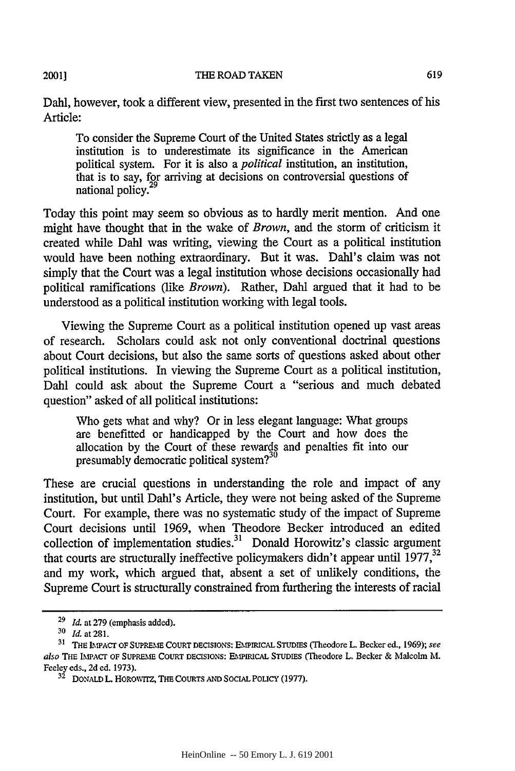Dahl, however, took a different view, presented in the first two sentences of his Article:

> To consider the Supreme Court of the United States strictly as a legal institution is to underestimate its significance in the American political system. For it is also a *political* institution, an institution, that is to say, for arriving at decisions on controversial questions of national policy.[29]

Today this point may seem so obvious as to hardly merit mention. And one might have thought that in the wake of *Brown*, and the storm of criticism it created while Dahl was writing, viewing the Court as a political institution would have been nothing extraordinary. But it was. Dahl's claim was not simply that the Court was a legal institution whose decisions occasionally had political ramifications (like *Brown*). Rather, Dahl argued that it had to be understood as a political institution working with legal tools.

Viewing the Supreme Court as a political institution opened up vast areas of research. Scholars could ask not only conventional doctrinal questions about Court decisions, but also the same sorts of questions asked about other political institutions. In viewing the Supreme Court as a political institution, Dahl could ask about the Supreme Court a "serious and much debated question" asked of all political institutions:

> Who gets what and why? Or in less elegant language: What groups are benefitted or handicapped by the Court and how does the allocation by the Court of these rewards and penalties fit into our presumably democratic political system?[30]

These are crucial questions in understanding the role and impact of any institution, but until Dahl's Article, they were not being asked of the Supreme Court. For example, there was no systematic study of the impact of Supreme Court decisions until 1969, when Theodore Becker introduced an edited collection of implementation studies.[31] Donald Horowitz's classic argument that courts are structurally ineffective policymakers didn't appear until 1977,[32] and my work, which argued that, absent a set of unlikely conditions, the Supreme Court is structurally constrained from furthering the interests of racial

---

[29] *Id.* at 279 (emphasis added).

[30] *Id.* at 281.

[31] THE IMPACT OF SUPREME COURT DECISIONS: EMPIRICAL STUDIES (Theodore L. Becker ed., 1969); *see also* THE IMPACT OF SUPREME COURT DECISIONS: EMPIRICAL STUDIES (Theodore L. Becker & Malcolm M. Feeley eds., 2d ed. 1973).

[32] DONALD L. HOROWITZ, THE COURTS AND SOCIAL POLICY (1977).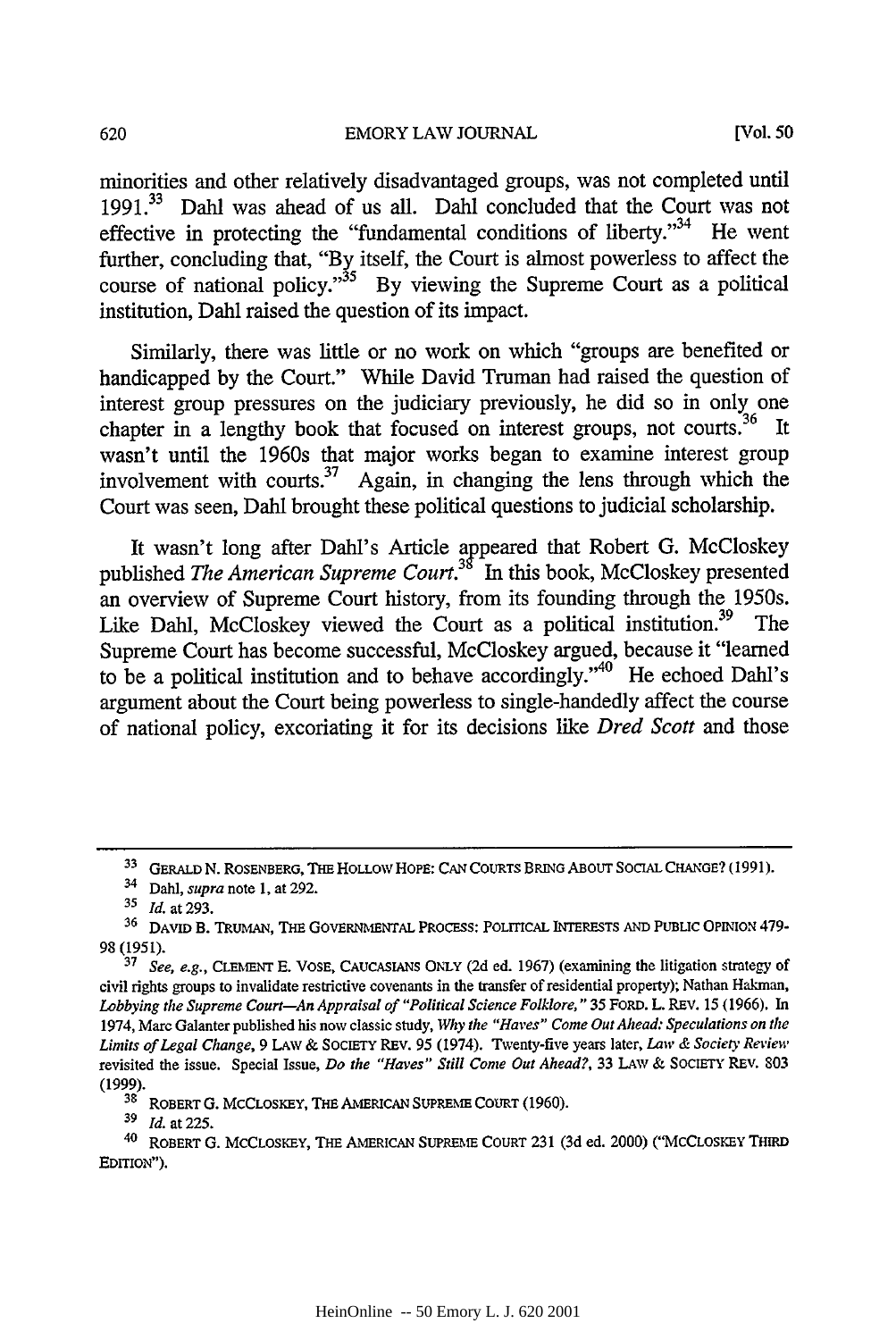minorities and other relatively disadvantaged groups, was not completed until 1991.[33] Dahl was ahead of us all. Dahl concluded that the Court was not effective in protecting the "fundamental conditions of liberty."[34] He went further, concluding that, "By itself, the Court is almost powerless to affect the course of national policy."[35] By viewing the Supreme Court as a political institution, Dahl raised the question of its impact.

Similarly, there was little or no work on which "groups are benefited or handicapped by the Court." While David Truman had raised the question of interest group pressures on the judiciary previously, he did so in only one chapter in a lengthy book that focused on interest groups, not courts.[36] It wasn't until the 1960s that major works began to examine interest group involvement with courts.[37] Again, in changing the lens through which the Court was seen, Dahl brought these political questions to judicial scholarship.

It wasn't long after Dahl's Article appeared that Robert G. McCloskey published *The American Supreme Court*.[38] In this book, McCloskey presented an overview of Supreme Court history, from its founding through the 1950s. Like Dahl, McCloskey viewed the Court as a political institution.[39] The Supreme Court has become successful, McCloskey argued, because it "learned to be a political institution and to behave accordingly."[40] He echoed Dahl's argument about the Court being powerless to single-handedly affect the course of national policy, excoriating it for its decisions like *Dred Scott* and those

---

[33] GERALD N. ROSENBERG, THE HOLLOW HOPE: CAN COURTS BRING ABOUT SOCIAL CHANGE? (1991).

[34] Dahl, *supra* note 1, at 292.

[35] *Id.* at 293.

[36] DAVID B. TRUMAN, THE GOVERNMENTAL PROCESS: POLITICAL INTERESTS AND PUBLIC OPINION 479-98 (1951).

[37] *See, e.g.*, CLEMENT E. VOSE, CAUCASIANS ONLY (2d ed. 1967) (examining the litigation strategy of civil rights groups to invalidate restrictive covenants in the transfer of residential property); Nathan Hakman, *Lobbying the Supreme Court—An Appraisal of "Political Science Folklore,"* 35 FORD. L. REV. 15 (1966). In 1974, Marc Galanter published his now classic study, *Why the "Haves" Come Out Ahead: Speculations on the Limits of Legal Change*, 9 LAW & SOCIETY REV. 95 (1974). Twenty-five years later, *Law & Society Review* revisited the issue. Special Issue, *Do the "Haves" Still Come Out Ahead?*, 33 LAW & SOCIETY REV. 803 (1999).

[38] ROBERT G. MCCLOSKEY, THE AMERICAN SUPREME COURT (1960).

[39] *Id.* at 225.

[40] ROBERT G. MCCLOSKEY, THE AMERICAN SUPREME COURT 231 (3d ed. 2000) ("MCCLOSKEY THIRD EDITION").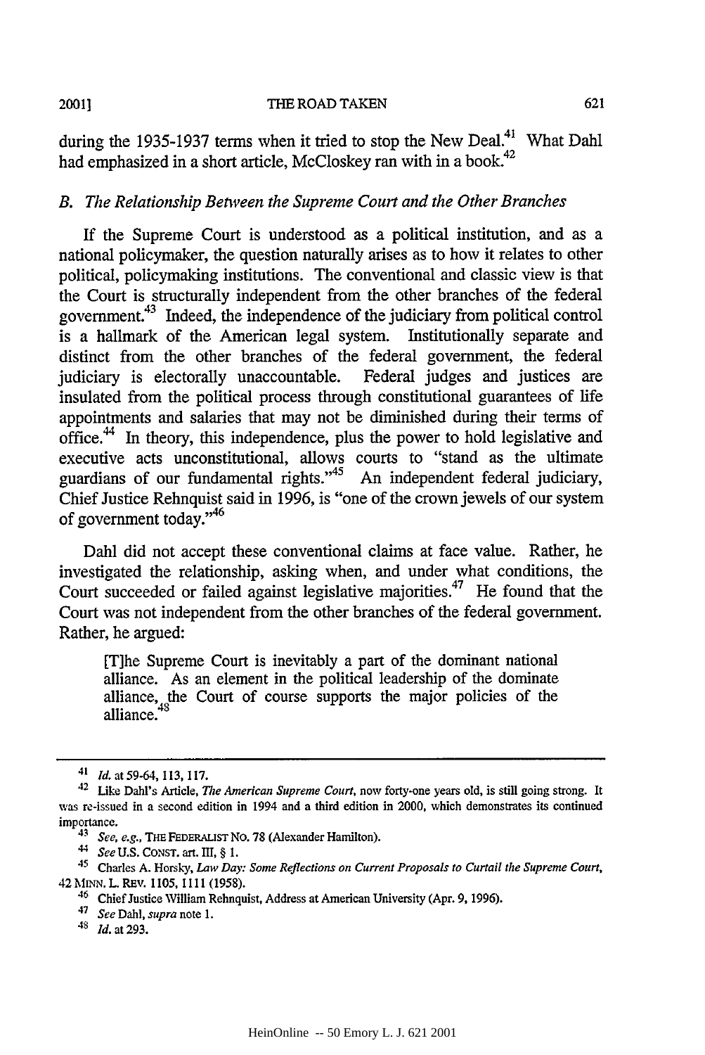during the 1935-1937 terms when it tried to stop the New Deal.[41] What Dahl had emphasized in a short article, McCloskey ran with in a book.[42]

### *B. The Relationship Between the Supreme Court and the Other Branches*

If the Supreme Court is understood as a political institution, and as a national policymaker, the question naturally arises as to how it relates to other political, policymaking institutions. The conventional and classic view is that the Court is structurally independent from the other branches of the federal government.[43] Indeed, the independence of the judiciary from political control is a hallmark of the American legal system. Institutionally separate and distinct from the other branches of the federal government, the federal judiciary is electorally unaccountable. Federal judges and justices are insulated from the political process through constitutional guarantees of life appointments and salaries that may not be diminished during their terms of office.[44] In theory, this independence, plus the power to hold legislative and executive acts unconstitutional, allows courts to "stand as the ultimate guardians of our fundamental rights."[45] An independent federal judiciary, Chief Justice Rehnquist said in 1996, is "one of the crown jewels of our system of government today."[46]

Dahl did not accept these conventional claims at face value. Rather, he investigated the relationship, asking when, and under what conditions, the Court succeeded or failed against legislative majorities.[47] He found that the Court was not independent from the other branches of the federal government. Rather, he argued:

> [T]he Supreme Court is inevitably a part of the dominant national alliance. As an element in the political leadership of the dominate alliance, the Court of course supports the major policies of the alliance.[48]

---

[41] *Id.* at 59-64, 113, 117.

[42] Like Dahl's Article, *The American Supreme Court*, now forty-one years old, is still going strong. It was re-issued in a second edition in 1994 and a third edition in 2000, which demonstrates its continued importance.

[43] *See, e.g.*, THE FEDERALIST NO. 78 (Alexander Hamilton).

[44] *See* U.S. CONST. art. III, § 1.

[45] Charles A. Horsky, *Law Day: Some Reflections on Current Proposals to Curtail the Supreme Court*, 42 MINN. L. REV. 1105, 1111 (1958).

[46] Chief Justice William Rehnquist, Address at American University (Apr. 9, 1996).

[47] *See* Dahl, *supra* note 1.

[48] *Id.* at 293.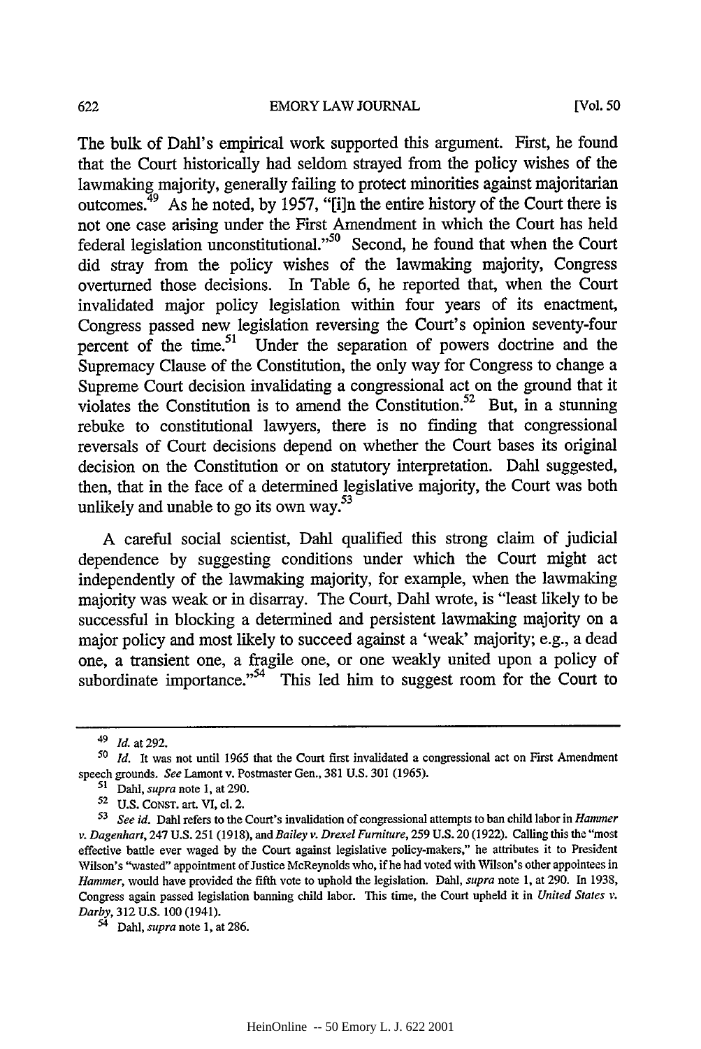The bulk of Dahl's empirical work supported this argument. First, he found that the Court historically had seldom strayed from the policy wishes of the lawmaking majority, generally failing to protect minorities against majoritarian outcomes.[49] As he noted, by 1957, "[i]n the entire history of the Court there is not one case arising under the First Amendment in which the Court has held federal legislation unconstitutional."[50] Second, he found that when the Court did stray from the policy wishes of the lawmaking majority, Congress overturned those decisions. In Table 6, he reported that, when the Court invalidated major policy legislation within four years of its enactment, Congress passed new legislation reversing the Court's opinion seventy-four percent of the time.[51] Under the separation of powers doctrine and the Supremacy Clause of the Constitution, the only way for Congress to change a Supreme Court decision invalidating a congressional act on the ground that it violates the Constitution is to amend the Constitution.[52] But, in a stunning rebuke to constitutional lawyers, there is no finding that congressional reversals of Court decisions depend on whether the Court bases its original decision on the Constitution or on statutory interpretation. Dahl suggested, then, that in the face of a determined legislative majority, the Court was both unlikely and unable to go its own way.[53]

A careful social scientist, Dahl qualified this strong claim of judicial dependence by suggesting conditions under which the Court might act independently of the lawmaking majority, for example, when the lawmaking majority was weak or in disarray. The Court, Dahl wrote, is "least likely to be successful in blocking a determined and persistent lawmaking majority on a major policy and most likely to succeed against a 'weak' majority; e.g., a dead one, a transient one, a fragile one, or one weakly united upon a policy of subordinate importance."[54] This led him to suggest room for the Court to

---

[49] *Id.* at 292.

[50] *Id.* It was not until 1965 that the Court first invalidated a congressional act on First Amendment speech grounds. *See* Lamont v. Postmaster Gen., 381 U.S. 301 (1965).

[51] Dahl, *supra* note 1, at 290.

[52] U.S. CONST. art. VI, cl. 2.

[53] *See id.* Dahl refers to the Court's invalidation of congressional attempts to ban child labor in *Hammer v. Dagenhart*, 247 U.S. 251 (1918), and *Bailey v. Drexel Furniture*, 259 U.S. 20 (1922). Calling this the "most effective battle ever waged by the Court against legislative policy-makers," he attributes it to President Wilson's "wasted" appointment of Justice McReynolds who, if he had voted with Wilson's other appointees in *Hammer*, would have provided the fifth vote to uphold the legislation. Dahl, *supra* note 1, at 290. In 1938, Congress again passed legislation banning child labor. This time, the Court upheld it in *United States v. Darby*, 312 U.S. 100 (1941).

[54] Dahl, *supra* note 1, at 286.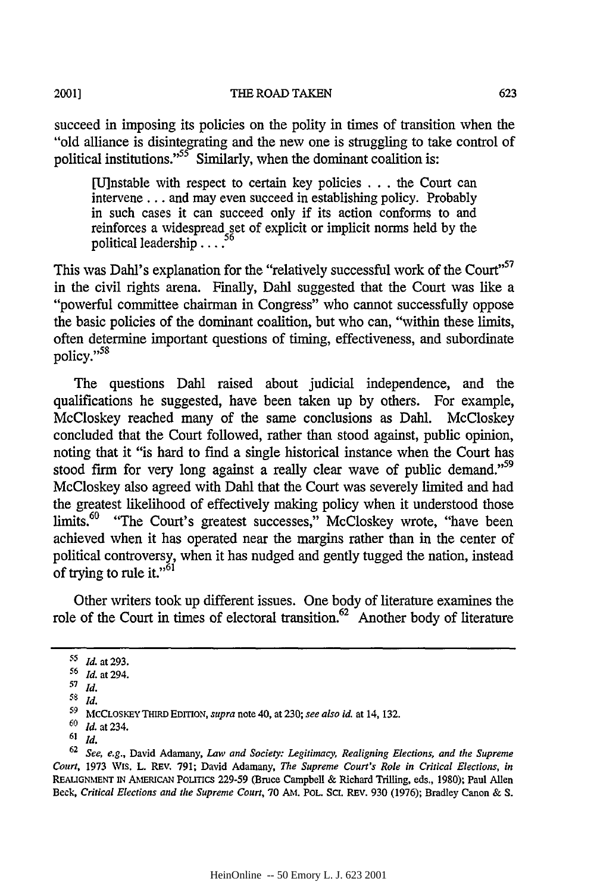succeed in imposing its policies on the polity in times of transition when the "old alliance is disintegrating and the new one is struggling to take control of political institutions."[55] Similarly, when the dominant coalition is:

> [U]nstable with respect to certain key policies . . . the Court can intervene . . . and may even succeed in establishing policy. Probably in such cases it can succeed only if its action conforms to and reinforces a widespread set of explicit or implicit norms held by the political leadership . . . .[56]

This was Dahl's explanation for the "relatively successful work of the Court"[57] in the civil rights arena. Finally, Dahl suggested that the Court was like a "powerful committee chairman in Congress" who cannot successfully oppose the basic policies of the dominant coalition, but who can, "within these limits, often determine important questions of timing, effectiveness, and subordinate policy."[58]

The questions Dahl raised about judicial independence, and the qualifications he suggested, have been taken up by others. For example, McCloskey reached many of the same conclusions as Dahl. McCloskey concluded that the Court followed, rather than stood against, public opinion, noting that it "is hard to find a single historical instance when the Court has stood firm for very long against a really clear wave of public demand."[59] McCloskey also agreed with Dahl that the Court was severely limited and had the greatest likelihood of effectively making policy when it understood those limits.[60] "The Court's greatest successes," McCloskey wrote, "have been achieved when it has operated near the margins rather than in the center of political controversy, when it has nudged and gently tugged the nation, instead of trying to rule it."[61]

Other writers took up different issues. One body of literature examines the role of the Court in times of electoral transition.[62] Another body of literature

---

[55] *Id.* at 293.

[56] *Id.* at 294.

[57] *Id.*

[58] *Id.*

[59] MCCLOSKEY THIRD EDITION, *supra* note 40, at 230; *see also id.* at 14, 132.

[60] *Id.* at 234.

[61] *Id.*

[62] *See, e.g.*, David Adamany, *Law and Society: Legitimacy, Realigning Elections, and the Supreme Court*, 1973 WIS. L. REV. 791; David Adamany, *The Supreme Court's Role in Critical Elections*, *in* REALIGNMENT IN AMERICAN POLITICS 229-59 (Bruce Campbell & Richard Trilling, eds., 1980); Paul Allen Beck, *Critical Elections and the Supreme Court*, 70 AM. POL. SCI. REV. 930 (1976); Bradley Canon & S.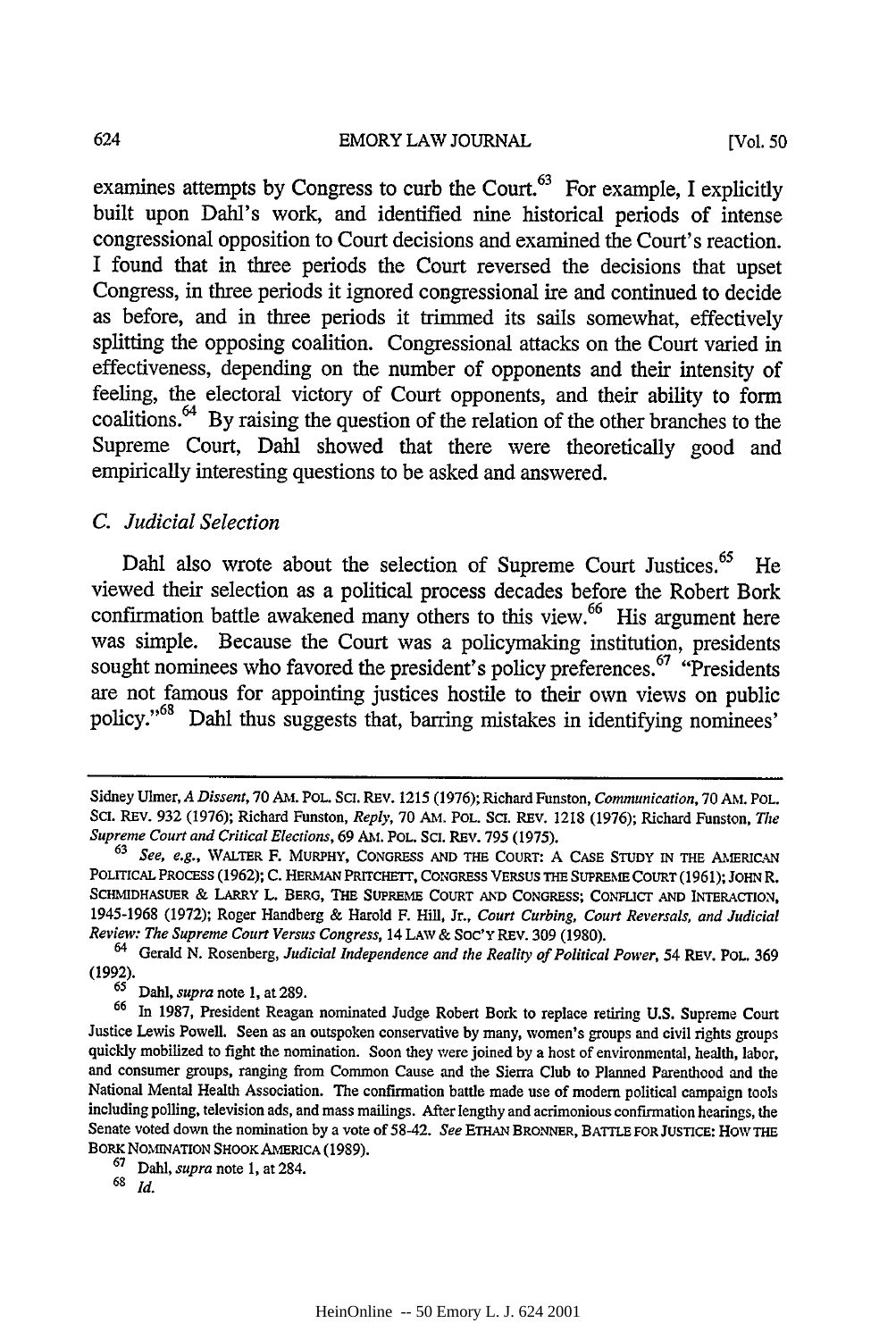examines attempts by Congress to curb the Court.[63] For example, I explicitly built upon Dahl's work, and identified nine historical periods of intense congressional opposition to Court decisions and examined the Court's reaction. I found that in three periods the Court reversed the decisions that upset Congress, in three periods it ignored congressional ire and continued to decide as before, and in three periods it trimmed its sails somewhat, effectively splitting the opposing coalition. Congressional attacks on the Court varied in effectiveness, depending on the number of opponents and their intensity of feeling, the electoral victory of Court opponents, and their ability to form coalitions.[64] By raising the question of the relation of the other branches to the Supreme Court, Dahl showed that there were theoretically good and empirically interesting questions to be asked and answered.

### C. *Judicial Selection*

Dahl also wrote about the selection of Supreme Court Justices.[65] He viewed their selection as a political process decades before the Robert Bork confirmation battle awakened many others to this view.[66] His argument here was simple. Because the Court was a policymaking institution, presidents sought nominees who favored the president's policy preferences.[67] "Presidents are not famous for appointing justices hostile to their own views on public policy."[68] Dahl thus suggests that, barring mistakes in identifying nominees'

---

Sidney Ulmer, *A Dissent*, 70 AM. POL. SCI. REV. 1215 (1976); Richard Funston, *Communication*, 70 AM. POL. SCI. REV. 932 (1976); Richard Funston, *Reply*, 70 AM. POL. SCI. REV. 1218 (1976); Richard Funston, *The Supreme Court and Critical Elections*, 69 AM. POL. SCI. REV. 795 (1975).

[63] *See, e.g.*, WALTER F. MURPHY, CONGRESS AND THE COURT: A CASE STUDY IN THE AMERICAN POLITICAL PROCESS (1962); C. HERMAN PRITCHETT, CONGRESS VERSUS THE SUPREME COURT (1961); JOHN R. SCHMIDHASUER & LARRY L. BERG, THE SUPREME COURT AND CONGRESS; CONFLICT AND INTERACTION, 1945-1968 (1972); Roger Handberg & Harold F. Hill, Jr., *Court Curbing, Court Reversals, and Judicial Review: The Supreme Court Versus Congress*, 14 LAW & SOC'Y REV. 309 (1980).

[64] Gerald N. Rosenberg, *Judicial Independence and the Reality of Political Power*, 54 REV. POL. 369 (1992).

[65] Dahl, *supra* note 1, at 289.

[66] In 1987, President Reagan nominated Judge Robert Bork to replace retiring U.S. Supreme Court Justice Lewis Powell. Seen as an outspoken conservative by many, women's groups and civil rights groups quickly mobilized to fight the nomination. Soon they were joined by a host of environmental, health, labor, and consumer groups, ranging from Common Cause and the Sierra Club to Planned Parenthood and the National Mental Health Association. The confirmation battle made use of modern political campaign tools including polling, television ads, and mass mailings. After lengthy and acrimonious confirmation hearings, the Senate voted down the nomination by a vote of 58-42. *See* ETHAN BRONNER, BATTLE FOR JUSTICE: HOW THE BORK NOMINATION SHOOK AMERICA (1989).

[67] Dahl, *supra* note 1, at 284.

[68] *Id.*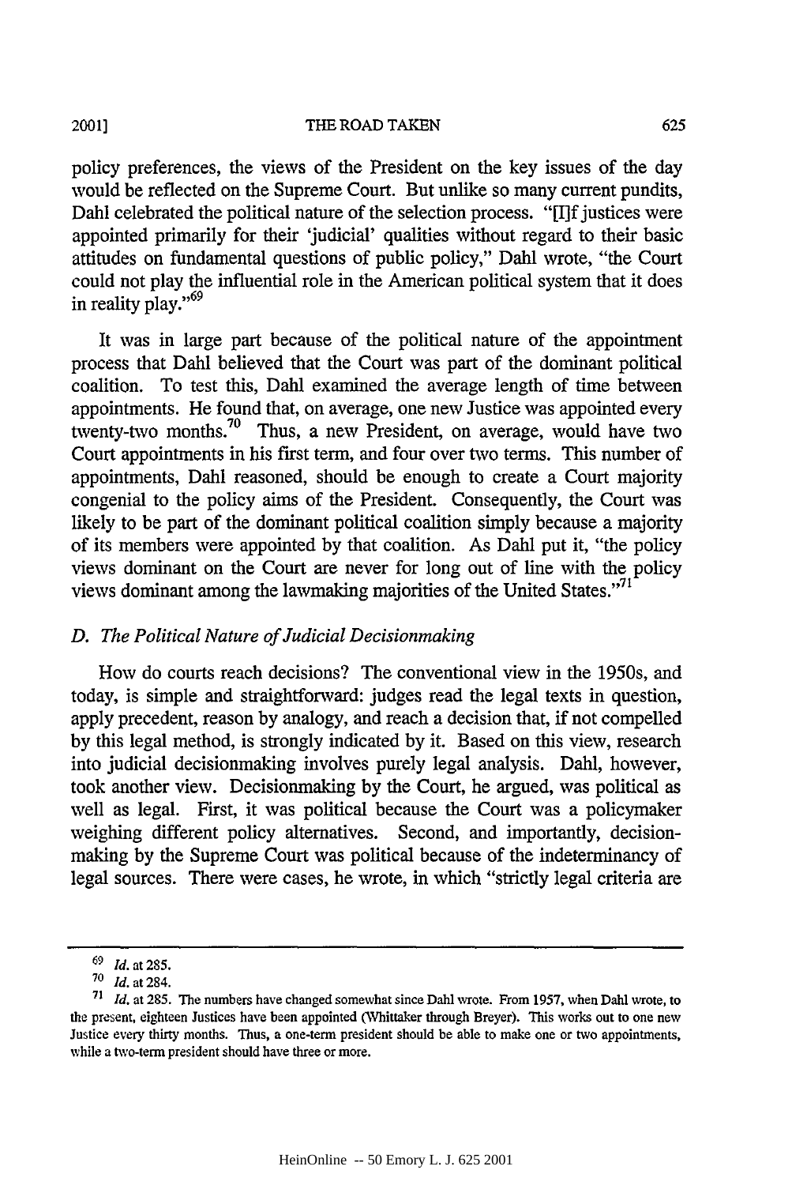policy preferences, the views of the President on the key issues of the day would be reflected on the Supreme Court. But unlike so many current pundits, Dahl celebrated the political nature of the selection process. "[I]f justices were appointed primarily for their 'judicial' qualities without regard to their basic attitudes on fundamental questions of public policy," Dahl wrote, "the Court could not play the influential role in the American political system that it does in reality play."[69]

It was in large part because of the political nature of the appointment process that Dahl believed that the Court was part of the dominant political coalition. To test this, Dahl examined the average length of time between appointments. He found that, on average, one new Justice was appointed every twenty-two months.[70] Thus, a new President, on average, would have two Court appointments in his first term, and four over two terms. This number of appointments, Dahl reasoned, should be enough to create a Court majority congenial to the policy aims of the President. Consequently, the Court was likely to be part of the dominant political coalition simply because a majority of its members were appointed by that coalition. As Dahl put it, "the policy views dominant on the Court are never for long out of line with the policy views dominant among the lawmaking majorities of the United States."[71]

### *D. The Political Nature of Judicial Decisionmaking*

How do courts reach decisions? The conventional view in the 1950s, and today, is simple and straightforward: judges read the legal texts in question, apply precedent, reason by analogy, and reach a decision that, if not compelled by this legal method, is strongly indicated by it. Based on this view, research into judicial decisionmaking involves purely legal analysis. Dahl, however, took another view. Decisionmaking by the Court, he argued, was political as well as legal. First, it was political because the Court was a policymaker weighing different policy alternatives. Second, and importantly, decisionmaking by the Supreme Court was political because of the indeterminancy of legal sources. There were cases, he wrote, in which "strictly legal criteria are

---

[69] *Id.* at 285.

[70] *Id.* at 284.

[71] *Id.* at 285. The numbers have changed somewhat since Dahl wrote. From 1957, when Dahl wrote, to the present, eighteen Justices have been appointed (Whittaker through Breyer). This works out to one new Justice every thirty months. Thus, a one-term president should be able to make one or two appointments, while a two-term president should have three or more.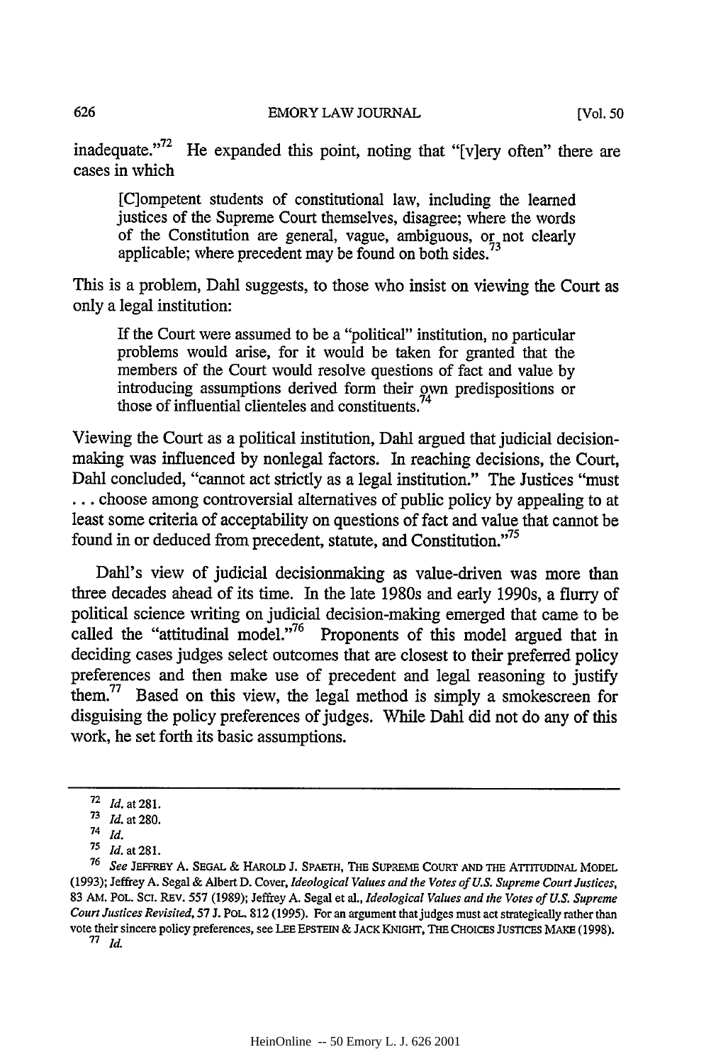inadequate."[72] He expanded this point, noting that "[v]ery often" there are cases in which

> [C]ompetent students of constitutional law, including the learned justices of the Supreme Court themselves, disagree; where the words of the Constitution are general, vague, ambiguous, or not clearly applicable; where precedent may be found on both sides.[73]

This is a problem, Dahl suggests, to those who insist on viewing the Court as only a legal institution:

> If the Court were assumed to be a "political" institution, no particular problems would arise, for it would be taken for granted that the members of the Court would resolve questions of fact and value by introducing assumptions derived form their own predispositions or those of influential clienteles and constituents.[74]

Viewing the Court as a political institution, Dahl argued that judicial decision-making was influenced by nonlegal factors. In reaching decisions, the Court, Dahl concluded, "cannot act strictly as a legal institution." The Justices "must . . . choose among controversial alternatives of public policy by appealing to at least some criteria of acceptability on questions of fact and value that cannot be found in or deduced from precedent, statute, and Constitution."[75]

Dahl's view of judicial decisionmaking as value-driven was more than three decades ahead of its time. In the late 1980s and early 1990s, a flurry of political science writing on judicial decision-making emerged that came to be called the "attitudinal model."[76] Proponents of this model argued that in deciding cases judges select outcomes that are closest to their preferred policy preferences and then make use of precedent and legal reasoning to justify them.[77] Based on this view, the legal method is simply a smokescreen for disguising the policy preferences of judges. While Dahl did not do any of this work, he set forth its basic assumptions.

---

[72] *Id.* at 281.

[73] *Id.* at 280.

[74] *Id.*

[75] *Id.* at 281.

[76] *See* JEFFREY A. SEGAL & HAROLD J. SPAETH, THE SUPREME COURT AND THE ATTITUDINAL MODEL (1993); Jeffrey A. Segal & Albert D. Cover, *Ideological Values and the Votes of U.S. Supreme Court Justices*, 83 AM. POL. SCI. REV. 557 (1989); Jeffrey A. Segal et al., *Ideological Values and the Votes of U.S. Supreme Court Justices Revisited*, 57 J. POL. 812 (1995). For an argument that judges must act strategically rather than vote their sincere policy preferences, see LEE EPSTEIN & JACK KNIGHT, THE CHOICES JUSTICES MAKE (1998).

[77] *Id.*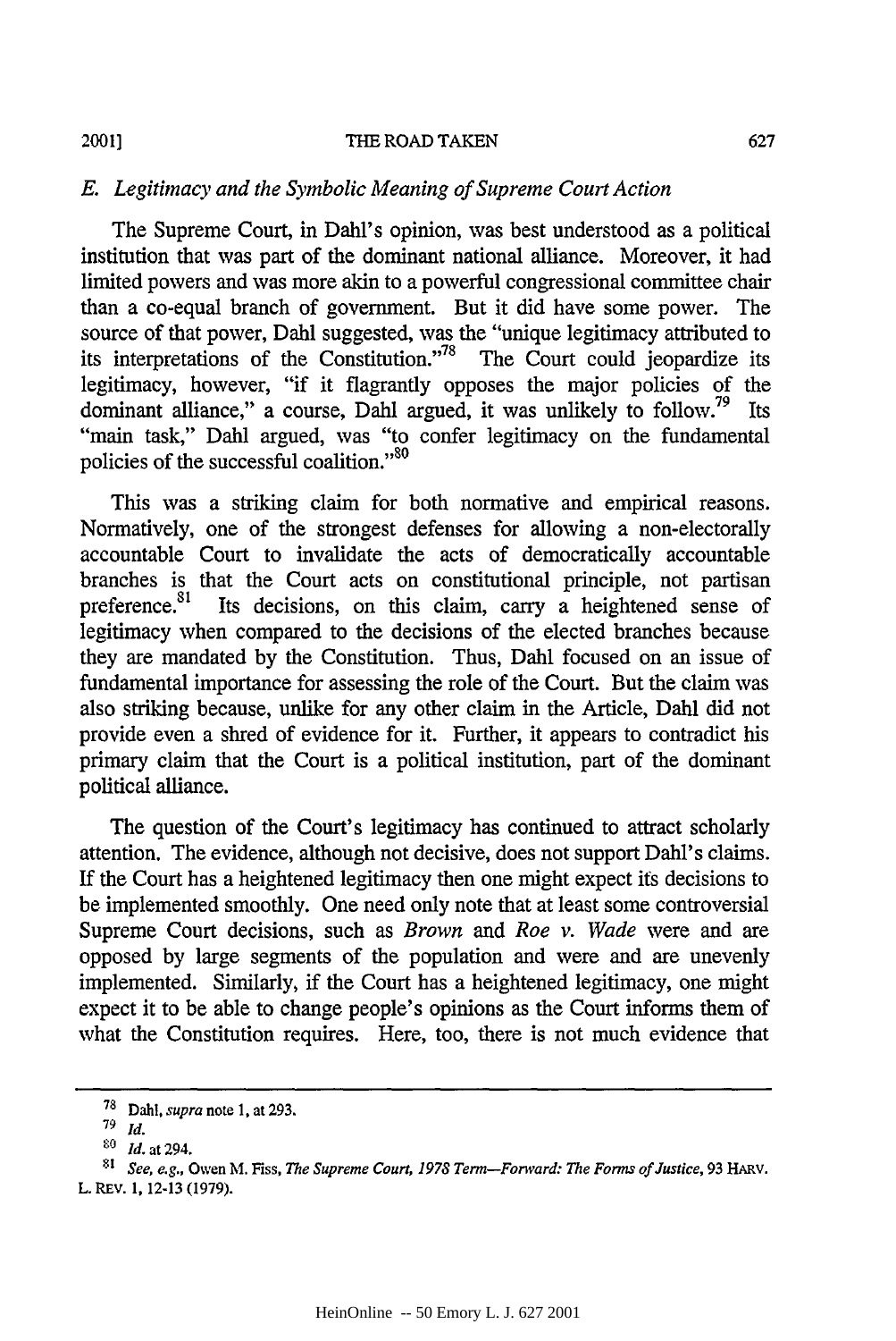### *E. Legitimacy and the Symbolic Meaning of Supreme Court Action*

The Supreme Court, in Dahl's opinion, was best understood as a political institution that was part of the dominant national alliance. Moreover, it had limited powers and was more akin to a powerful congressional committee chair than a co-equal branch of government. But it did have some power. The source of that power, Dahl suggested, was the "unique legitimacy attributed to its interpretations of the Constitution."[78] The Court could jeopardize its legitimacy, however, "if it flagrantly opposes the major policies of the dominant alliance," a course, Dahl argued, it was unlikely to follow.[79] Its "main task," Dahl argued, was "to confer legitimacy on the fundamental policies of the successful coalition."[80]

This was a striking claim for both normative and empirical reasons. Normatively, one of the strongest defenses for allowing a non-electorally accountable Court to invalidate the acts of democratically accountable branches is that the Court acts on constitutional principle, not partisan preference.[81] Its decisions, on this claim, carry a heightened sense of legitimacy when compared to the decisions of the elected branches because they are mandated by the Constitution. Thus, Dahl focused on an issue of fundamental importance for assessing the role of the Court. But the claim was also striking because, unlike for any other claim in the Article, Dahl did not provide even a shred of evidence for it. Further, it appears to contradict his primary claim that the Court is a political institution, part of the dominant political alliance.

The question of the Court's legitimacy has continued to attract scholarly attention. The evidence, although not decisive, does not support Dahl's claims. If the Court has a heightened legitimacy then one might expect its decisions to be implemented smoothly. One need only note that at least some controversial Supreme Court decisions, such as *Brown* and *Roe v. Wade* were and are opposed by large segments of the population and were and are unevenly implemented. Similarly, if the Court has a heightened legitimacy, one might expect it to be able to change people's opinions as the Court informs them of what the Constitution requires. Here, too, there is not much evidence that

---

[78] Dahl, *supra* note 1, at 293.

[79] *Id.*

[80] *Id.* at 294.

[81] *See, e.g.*, Owen M. Fiss, *The Supreme Court, 1978 Term—Forward: The Forms of Justice*, 93 HARV. L. REV. 1, 12-13 (1979).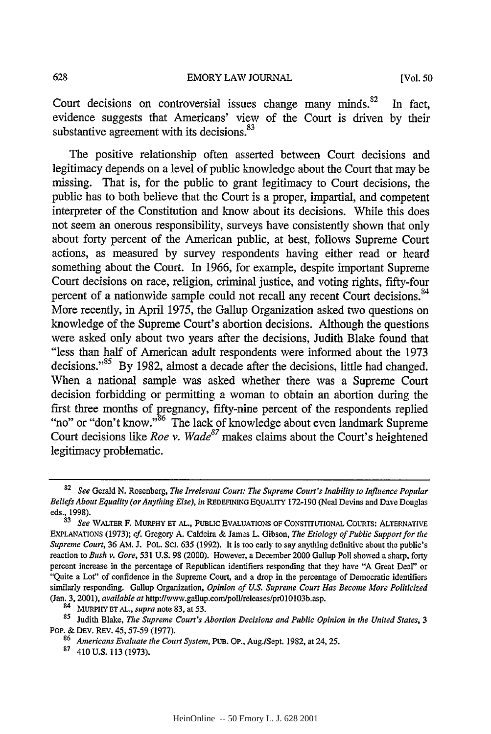Court decisions on controversial issues change many minds.[82] In fact, evidence suggests that Americans' view of the Court is driven by their substantive agreement with its decisions.[83]

The positive relationship often asserted between Court decisions and legitimacy depends on a level of public knowledge about the Court that may be missing. That is, for the public to grant legitimacy to Court decisions, the public has to both believe that the Court is a proper, impartial, and competent interpreter of the Constitution and know about its decisions. While this does not seem an onerous responsibility, surveys have consistently shown that only about forty percent of the American public, at best, follows Supreme Court actions, as measured by survey respondents having either read or heard something about the Court. In 1966, for example, despite important Supreme Court decisions on race, religion, criminal justice, and voting rights, fifty-four percent of a nationwide sample could not recall any recent Court decisions.[84] More recently, in April 1975, the Gallup Organization asked two questions on knowledge of the Supreme Court's abortion decisions. Although the questions were asked only about two years after the decisions, Judith Blake found that "less than half of American adult respondents were informed about the 1973 decisions."[85] By 1982, almost a decade after the decisions, little had changed. When a national sample was asked whether there was a Supreme Court decision forbidding or permitting a woman to obtain an abortion during the first three months of pregnancy, fifty-nine percent of the respondents replied "no" or "don't know."[86] The lack of knowledge about even landmark Supreme Court decisions like *Roe v. Wade*[87] makes claims about the Court's heightened legitimacy problematic.

---

[82] *See* Gerald N. Rosenberg, *The Irrelevant Court: The Supreme Court's Inability to Influence Popular Beliefs About Equality (or Anything Else)*, *in* REDEFINING EQUALITY 172-190 (Neal Devins and Dave Douglas eds., 1998).

[83] *See* WALTER F. MURPHY ET AL., PUBLIC EVALUATIONS OF CONSTITUTIONAL COURTS: ALTERNATIVE EXPLANATIONS (1973); *cf.* Gregory A. Caldeira & James L. Gibson, *The Etiology of Public Support for the Supreme Court*, 36 AM. J. POL. SCI. 635 (1992). It is too early to say anything definitive about the public's reaction to *Bush v. Gore*, 531 U.S. 98 (2000). However, a December 2000 Gallup Poll showed a sharp, forty percent increase in the percentage of Republican identifiers responding that they have "A Great Deal" or "Quite a Lot" of confidence in the Supreme Court, and a drop in the percentage of Democratic identifiers similarly responding. Gallup Organization, *Opinion of U.S. Supreme Court Has Become More Politicized* (Jan. 3, 2001), *available at* http://www.gallup.com/poll/releases/pr010103b.asp.

[84] MURPHY ET AL., *supra* note 83, at 53.

[85] Judith Blake, *The Supreme Court's Abortion Decisions and Public Opinion in the United States*, 3 POP. & DEV. REV. 45, 57-59 (1977).

[86] *Americans Evaluate the Court System*, PUB. OP., Aug./Sept. 1982, at 24, 25.

[87] 410 U.S. 113 (1973).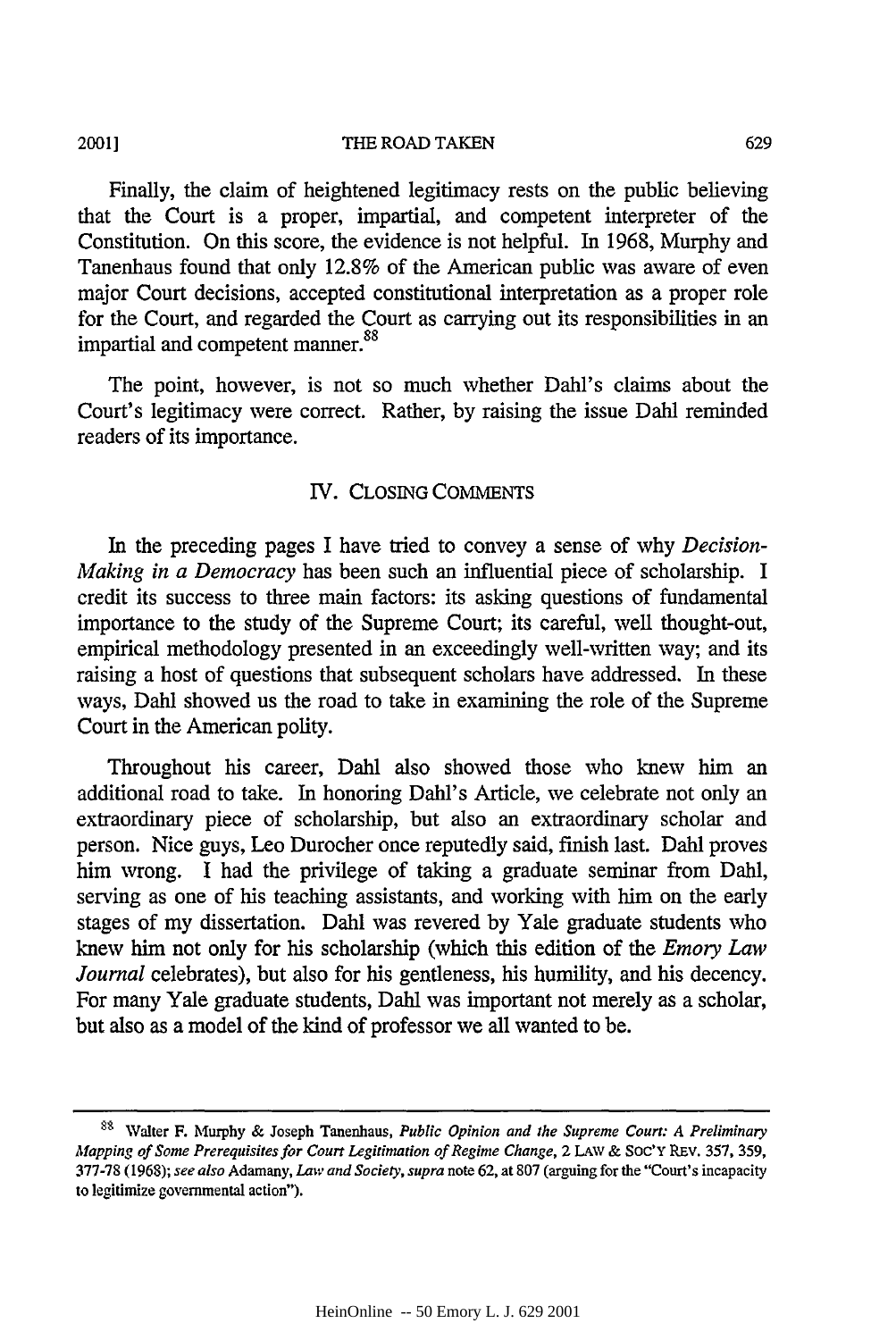Finally, the claim of heightened legitimacy rests on the public believing that the Court is a proper, impartial, and competent interpreter of the Constitution. On this score, the evidence is not helpful. In 1968, Murphy and Tanenhaus found that only 12.8% of the American public was aware of even major Court decisions, accepted constitutional interpretation as a proper role for the Court, and regarded the Court as carrying out its responsibilities in an impartial and competent manner.[88]

The point, however, is not so much whether Dahl's claims about the Court's legitimacy were correct. Rather, by raising the issue Dahl reminded readers of its importance.

## IV. CLOSING COMMENTS

In the preceding pages I have tried to convey a sense of why *Decision-Making in a Democracy* has been such an influential piece of scholarship. I credit its success to three main factors: its asking questions of fundamental importance to the study of the Supreme Court; its careful, well thought-out, empirical methodology presented in an exceedingly well-written way; and its raising a host of questions that subsequent scholars have addressed. In these ways, Dahl showed us the road to take in examining the role of the Supreme Court in the American polity.

Throughout his career, Dahl also showed those who knew him an additional road to take. In honoring Dahl's Article, we celebrate not only an extraordinary piece of scholarship, but also an extraordinary scholar and person. Nice guys, Leo Durocher once reputedly said, finish last. Dahl proves him wrong. I had the privilege of taking a graduate seminar from Dahl, serving as one of his teaching assistants, and working with him on the early stages of my dissertation. Dahl was revered by Yale graduate students who knew him not only for his scholarship (which this edition of the *Emory Law Journal* celebrates), but also for his gentleness, his humility, and his decency. For many Yale graduate students, Dahl was important not merely as a scholar, but also as a model of the kind of professor we all wanted to be.

---

[88] Walter F. Murphy & Joseph Tanenhaus, *Public Opinion and the Supreme Court: A Preliminary Mapping of Some Prerequisites for Court Legitimation of Regime Change*, 2 LAW & SOC'Y REV. 357, 359, 377-78 (1968); *see also* Adamany, *Law and Society*, *supra* note 62, at 807 (arguing for the "Court's incapacity to legitimize governmental action").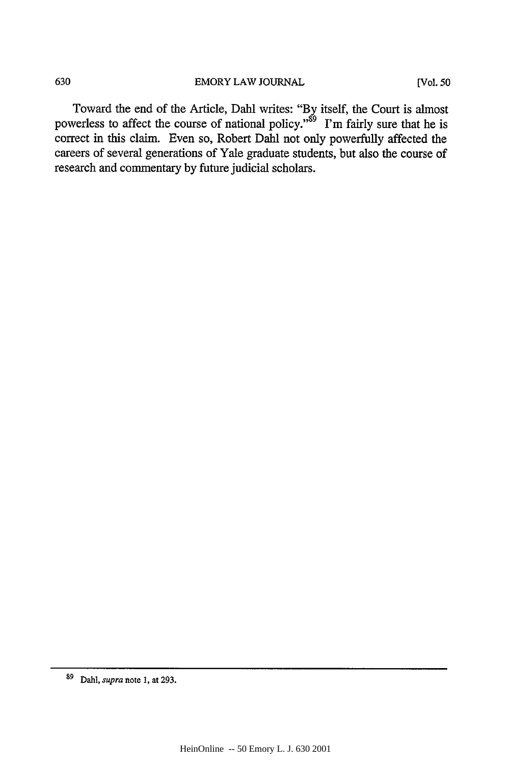Toward the end of the Article, Dahl writes: "By itself, the Court is almost powerless to affect the course of national policy."[89] I'm fairly sure that he is correct in this claim. Even so, Robert Dahl not only powerfully affected the careers of several generations of Yale graduate students, but also the course of research and commentary by future judicial scholars.

---

[89] Dahl, *supra* note 1, at 293.